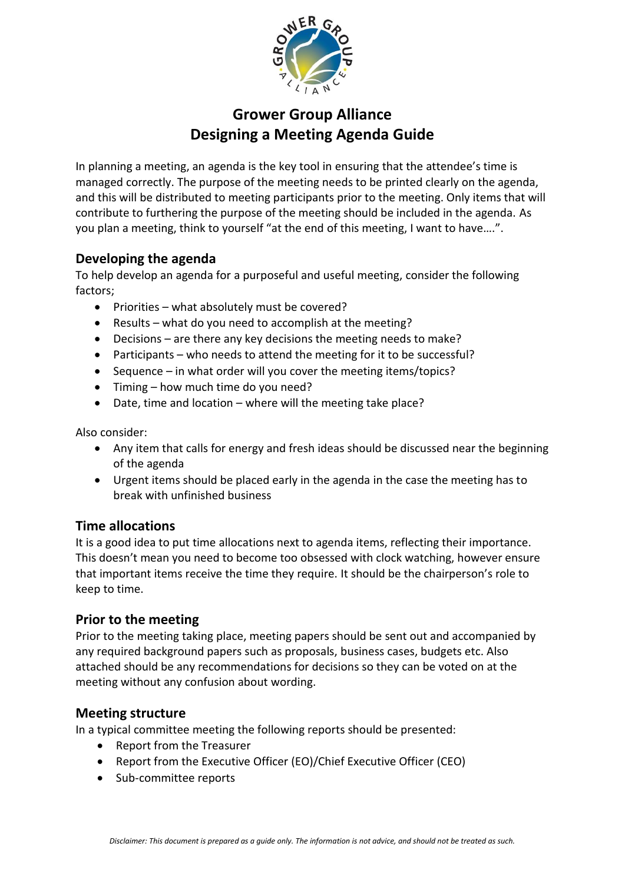# Grower Group Alliance
# Designing a Meeting Agenda Guide

In planning a meeting, an agenda is the key tool in ensuring that the attendee's time is managed correctly. The purpose of the meeting needs to be printed clearly on the agenda, and this will be distributed to meeting participants prior to the meeting. Only items that will contribute to furthering the purpose of the meeting should be included in the agenda. As you plan a meeting, think to yourself "at the end of this meeting, I want to have….".

## Developing the agenda

To help develop an agenda for a purposeful and useful meeting, consider the following factors;

- Priorities – what absolutely must be covered?
- Results – what do you need to accomplish at the meeting?
- Decisions – are there any key decisions the meeting needs to make?
- Participants – who needs to attend the meeting for it to be successful?
- Sequence – in what order will you cover the meeting items/topics?
- Timing – how much time do you need?
- Date, time and location – where will the meeting take place?

Also consider:

- Any item that calls for energy and fresh ideas should be discussed near the beginning of the agenda
- Urgent items should be placed early in the agenda in the case the meeting has to break with unfinished business

## Time allocations

It is a good idea to put time allocations next to agenda items, reflecting their importance. This doesn't mean you need to become too obsessed with clock watching, however ensure that important items receive the time they require. It should be the chairperson's role to keep to time.

## Prior to the meeting

Prior to the meeting taking place, meeting papers should be sent out and accompanied by any required background papers such as proposals, business cases, budgets etc. Also attached should be any recommendations for decisions so they can be voted on at the meeting without any confusion about wording.

## Meeting structure

In a typical committee meeting the following reports should be presented:

- Report from the Treasurer
- Report from the Executive Officer (EO)/Chief Executive Officer (CEO)
- Sub-committee reports

*Disclaimer: This document is prepared as a guide only. The information is not advice, and should not be treated as such.*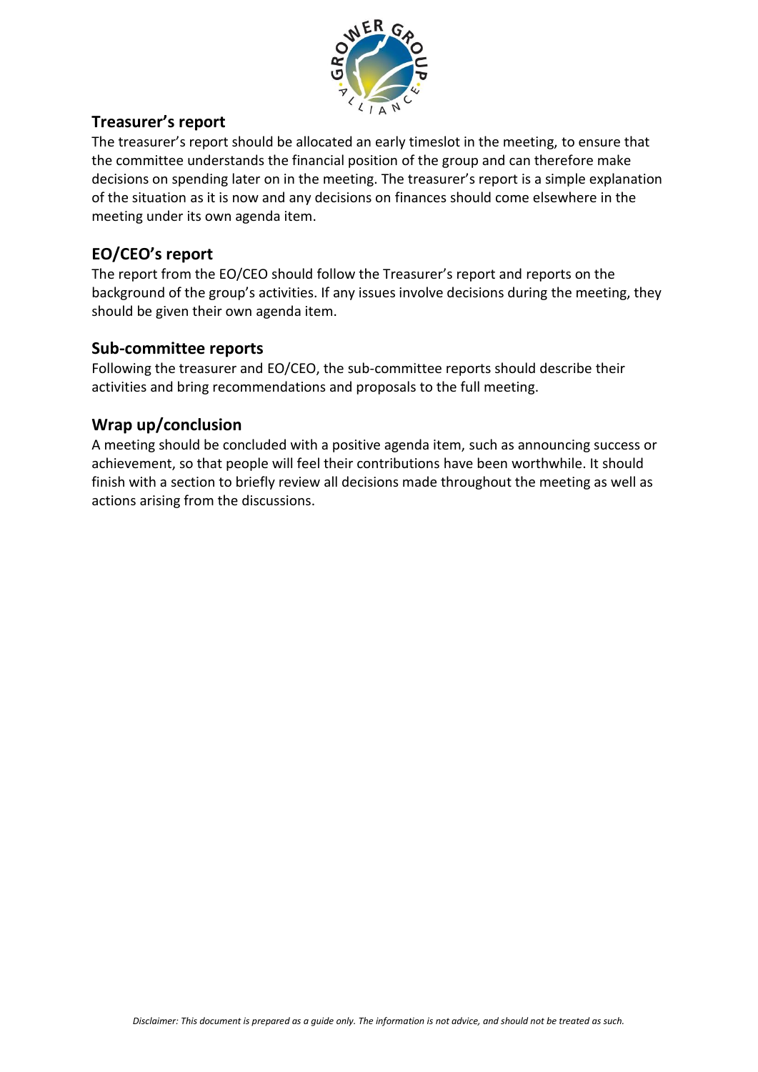## Treasurer's report

The treasurer's report should be allocated an early timeslot in the meeting, to ensure that the committee understands the financial position of the group and can therefore make decisions on spending later on in the meeting. The treasurer's report is a simple explanation of the situation as it is now and any decisions on finances should come elsewhere in the meeting under its own agenda item.

## EO/CEO's report

The report from the EO/CEO should follow the Treasurer's report and reports on the background of the group's activities. If any issues involve decisions during the meeting, they should be given their own agenda item.

## Sub-committee reports

Following the treasurer and EO/CEO, the sub-committee reports should describe their activities and bring recommendations and proposals to the full meeting.

## Wrap up/conclusion

A meeting should be concluded with a positive agenda item, such as announcing success or achievement, so that people will feel their contributions have been worthwhile. It should finish with a section to briefly review all decisions made throughout the meeting as well as actions arising from the discussions.

*Disclaimer: This document is prepared as a guide only. The information is not advice, and should not be treated as such.*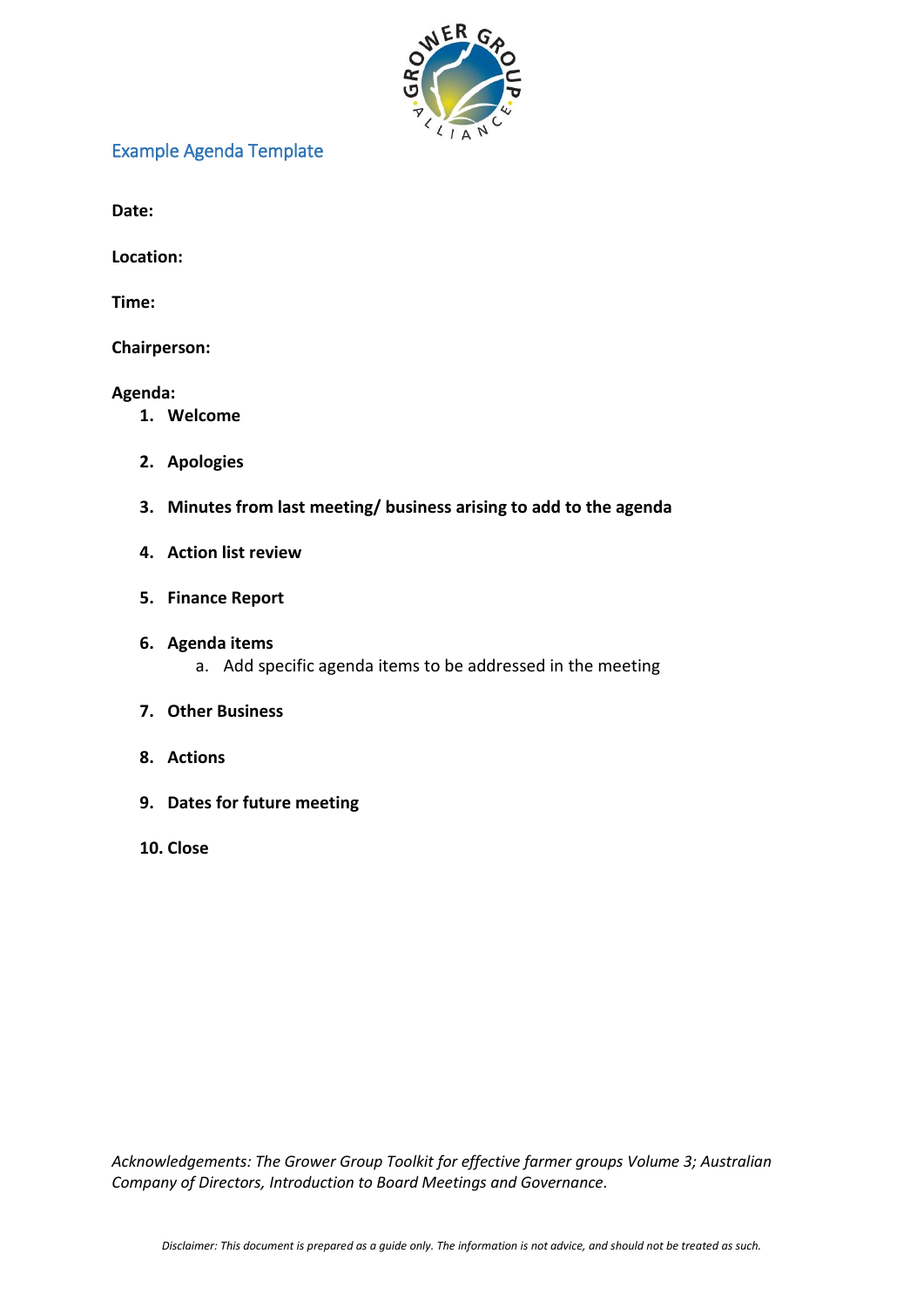## Example Agenda Template

**Date:**

**Location:**

**Time:**

**Chairperson:**

**Agenda:**

1. **Welcome**
2. **Apologies**
3. **Minutes from last meeting/ business arising to add to the agenda**
4. **Action list review**
5. **Finance Report**
6. **Agenda items**
   a. Add specific agenda items to be addressed in the meeting
7. **Other Business**
8. **Actions**
9. **Dates for future meeting**
10. **Close**

*Acknowledgements: The Grower Group Toolkit for effective farmer groups Volume 3; Australian Company of Directors, Introduction to Board Meetings and Governance.*

*Disclaimer: This document is prepared as a guide only. The information is not advice, and should not be treated as such.*